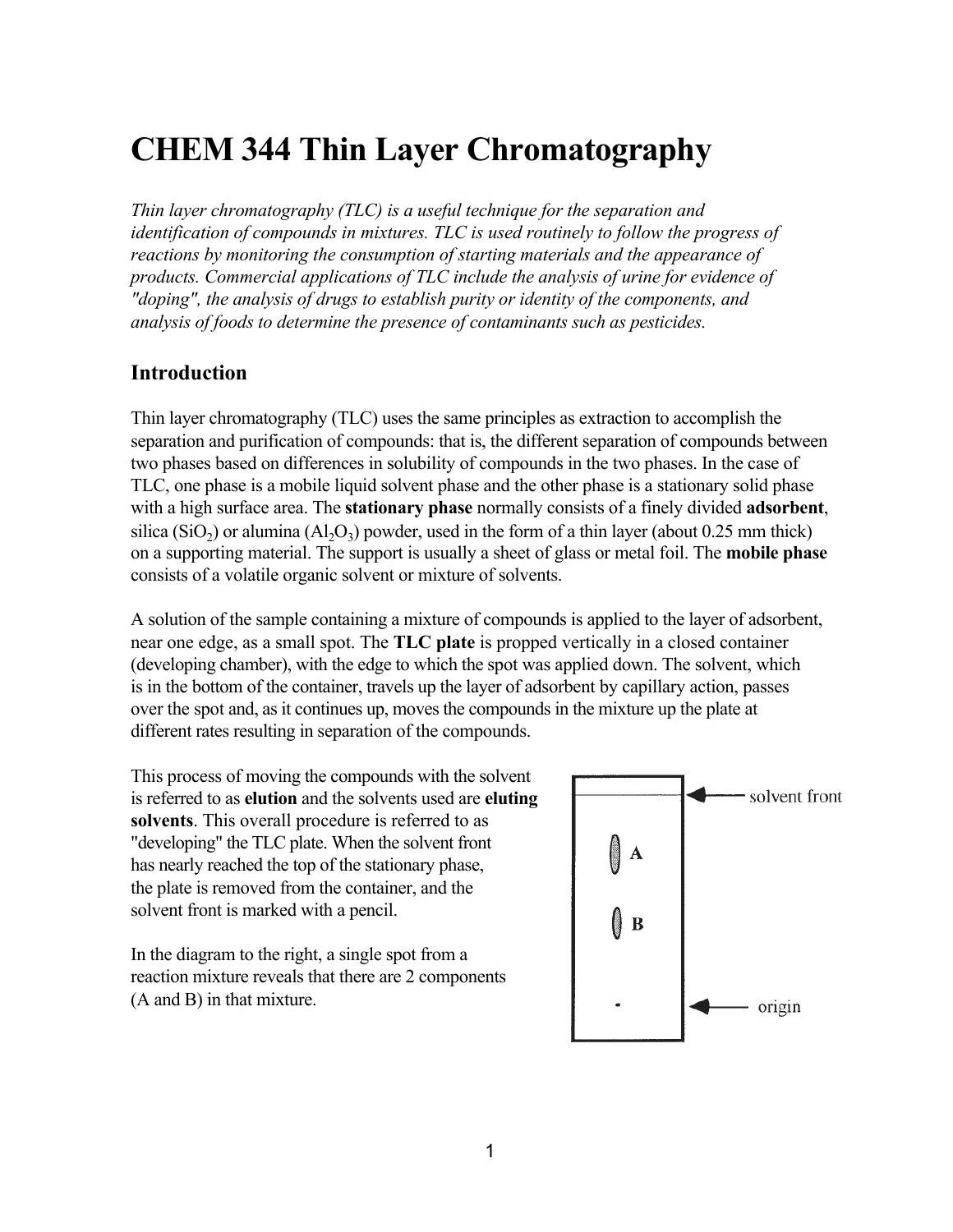# CHEM 344 Thin Layer Chromatography

*Thin layer chromatography (TLC) is a useful technique for the separation and identification of compounds in mixtures. TLC is used routinely to follow the progress of reactions by monitoring the consumption of starting materials and the appearance of products. Commercial applications of TLC include the analysis of urine for evidence of "doping", the analysis of drugs to establish purity or identity of the components, and analysis of foods to determine the presence of contaminants such as pesticides.*

## Introduction

Thin layer chromatography (TLC) uses the same principles as extraction to accomplish the separation and purification of compounds: that is, the different separation of compounds between two phases based on differences in solubility of compounds in the two phases. In the case of TLC, one phase is a mobile liquid solvent phase and the other phase is a stationary solid phase with a high surface area. The **stationary phase** normally consists of a finely divided **adsorbent**, silica ($SiO_2$) or alumina ($Al_2O_3$) powder, used in the form of a thin layer (about 0.25 mm thick) on a supporting material. The support is usually a sheet of glass or metal foil. The **mobile phase** consists of a volatile organic solvent or mixture of solvents.

A solution of the sample containing a mixture of compounds is applied to the layer of adsorbent, near one edge, as a small spot. The **TLC plate** is propped vertically in a closed container (developing chamber), with the edge to which the spot was applied down. The solvent, which is in the bottom of the container, travels up the layer of adsorbent by capillary action, passes over the spot and, as it continues up, moves the compounds in the mixture up the plate at different rates resulting in separation of the compounds.

This process of moving the compounds with the solvent is referred to as **elution** and the solvents used are **eluting solvents**. This overall procedure is referred to as "developing" the TLC plate. When the solvent front has nearly reached the top of the stationary phase, the plate is removed from the container, and the solvent front is marked with a pencil.

In the diagram to the right, a single spot from a reaction mixture reveals that there are 2 components (A and B) in that mixture.

solvent front

A

B

origin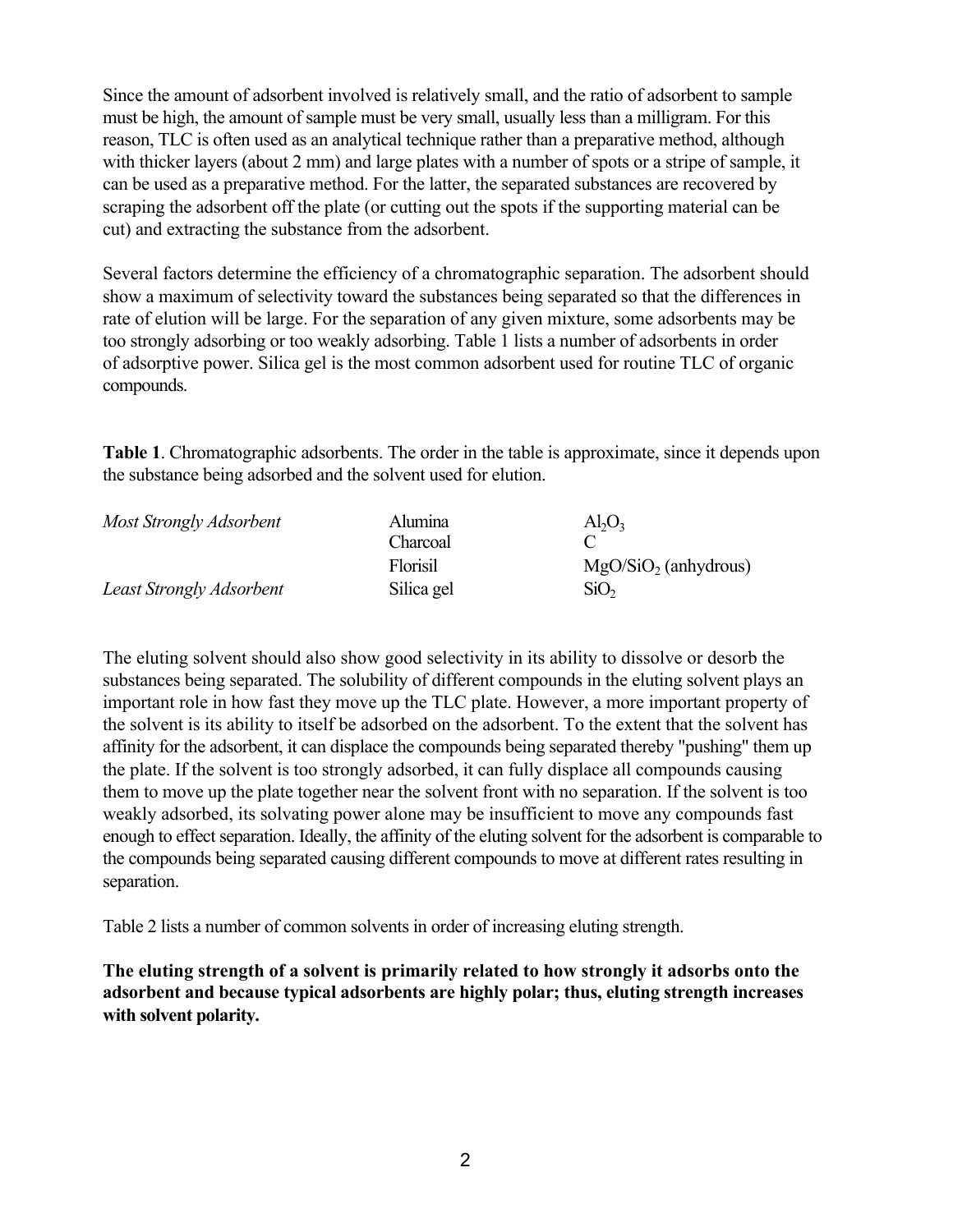Since the amount of adsorbent involved is relatively small, and the ratio of adsorbent to sample must be high, the amount of sample must be very small, usually less than a milligram. For this reason, TLC is often used as an analytical technique rather than a preparative method, although with thicker layers (about 2 mm) and large plates with a number of spots or a stripe of sample, it can be used as a preparative method. For the latter, the separated substances are recovered by scraping the adsorbent off the plate (or cutting out the spots if the supporting material can be cut) and extracting the substance from the adsorbent.

Several factors determine the efficiency of a chromatographic separation. The adsorbent should show a maximum of selectivity toward the substances being separated so that the differences in rate of elution will be large. For the separation of any given mixture, some adsorbents may be too strongly adsorbing or too weakly adsorbing. Table 1 lists a number of adsorbents in order of adsorptive power. Silica gel is the most common adsorbent used for routine TLC of organic compounds.

**Table 1**. Chromatographic adsorbents. The order in the table is approximate, since it depends upon the substance being adsorbed and the solvent used for elution.

| | | |
|---|---|---|
| *Most Strongly Adsorbent* | Alumina | $Al_2O_3$ |
| | Charcoal | C |
| | Florisil | $MgO/SiO_2$ (anhydrous) |
| *Least Strongly Adsorbent* | Silica gel | $SiO_2$ |

The eluting solvent should also show good selectivity in its ability to dissolve or desorb the substances being separated. The solubility of different compounds in the eluting solvent plays an important role in how fast they move up the TLC plate. However, a more important property of the solvent is its ability to itself be adsorbed on the adsorbent. To the extent that the solvent has affinity for the adsorbent, it can displace the compounds being separated thereby "pushing" them up the plate. If the solvent is too strongly adsorbed, it can fully displace all compounds causing them to move up the plate together near the solvent front with no separation. If the solvent is too weakly adsorbed, its solvating power alone may be insufficient to move any compounds fast enough to effect separation. Ideally, the affinity of the eluting solvent for the adsorbent is comparable to the compounds being separated causing different compounds to move at different rates resulting in separation.

Table 2 lists a number of common solvents in order of increasing eluting strength.

**The eluting strength of a solvent is primarily related to how strongly it adsorbs onto the adsorbent and because typical adsorbents are highly polar; thus, eluting strength increases with solvent polarity.**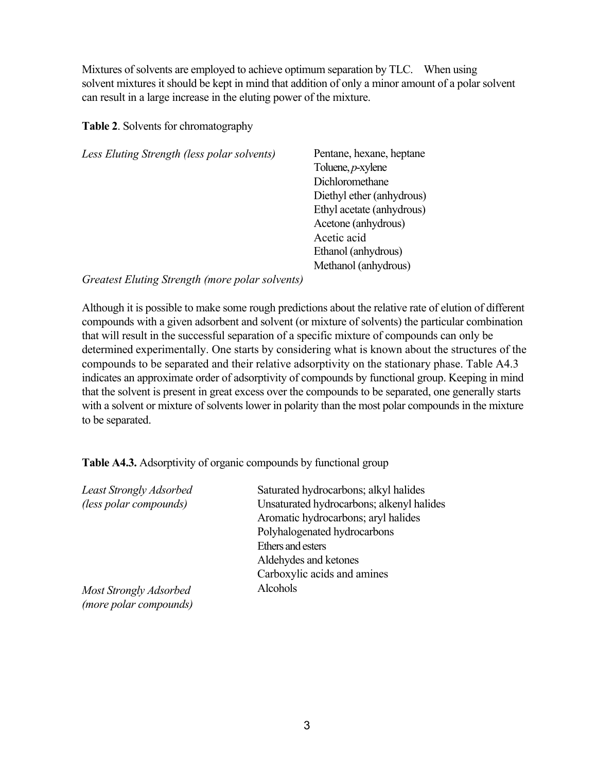Mixtures of solvents are employed to achieve optimum separation by TLC. When using solvent mixtures it should be kept in mind that addition of only a minor amount of a polar solvent can result in a large increase in the eluting power of the mixture.

**Table 2**. Solvents for chromatography

| | |
|---|---|
| *Less Eluting Strength (less polar solvents)* | Pentane, hexane, heptane |
| | Toluene, *p*-xylene |
| | Dichloromethane |
| | Diethyl ether (anhydrous) |
| | Ethyl acetate (anhydrous) |
| | Acetone (anhydrous) |
| | Acetic acid |
| | Ethanol (anhydrous) |
| | Methanol (anhydrous) |
| *Greatest Eluting Strength (more polar solvents)* | |

Although it is possible to make some rough predictions about the relative rate of elution of different compounds with a given adsorbent and solvent (or mixture of solvents) the particular combination that will result in the successful separation of a specific mixture of compounds can only be determined experimentally. One starts by considering what is known about the structures of the compounds to be separated and their relative adsorptivity on the stationary phase. Table A4.3 indicates an approximate order of adsorptivity of compounds by functional group. Keeping in mind that the solvent is present in great excess over the compounds to be separated, one generally starts with a solvent or mixture of solvents lower in polarity than the most polar compounds in the mixture to be separated.

**Table A4.3.** Adsorptivity of organic compounds by functional group

| | |
|---|---|
| *Least Strongly Adsorbed (less polar compounds)* | Saturated hydrocarbons; alkyl halides |
| | Unsaturated hydrocarbons; alkenyl halides |
| | Aromatic hydrocarbons; aryl halides |
| | Polyhalogenated hydrocarbons |
| | Ethers and esters |
| | Aldehydes and ketones |
| | Carboxylic acids and amines |
| *Most Strongly Adsorbed (more polar compounds)* | Alcohols |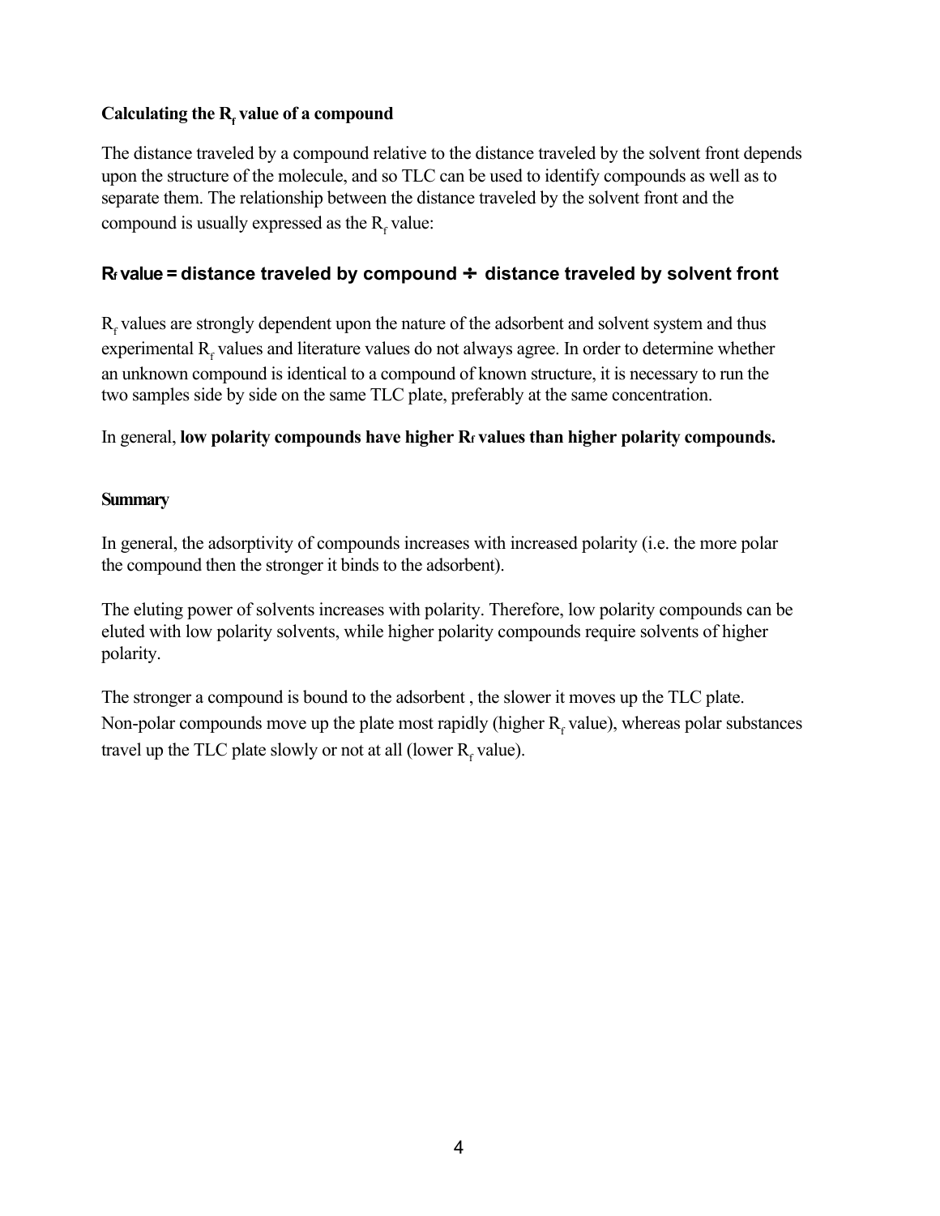### Calculating the $R_f$ value of a compound

The distance traveled by a compound relative to the distance traveled by the solvent front depends upon the structure of the molecule, and so TLC can be used to identify compounds as well as to separate them. The relationship between the distance traveled by the solvent front and the compound is usually expressed as the $R_f$ value:

**$R_f$ value = distance traveled by compound ÷ distance traveled by solvent front**

$R_f$ values are strongly dependent upon the nature of the adsorbent and solvent system and thus experimental $R_f$ values and literature values do not always agree. In order to determine whether an unknown compound is identical to a compound of known structure, it is necessary to run the two samples side by side on the same TLC plate, preferably at the same concentration.

In general, **low polarity compounds have higher $R_f$ values than higher polarity compounds.**

### Summary

In general, the adsorptivity of compounds increases with increased polarity (i.e. the more polar the compound then the stronger it binds to the adsorbent).

The eluting power of solvents increases with polarity. Therefore, low polarity compounds can be eluted with low polarity solvents, while higher polarity compounds require solvents of higher polarity.

The stronger a compound is bound to the adsorbent , the slower it moves up the TLC plate. Non-polar compounds move up the plate most rapidly (higher $R_f$ value), whereas polar substances travel up the TLC plate slowly or not at all (lower $R_f$ value).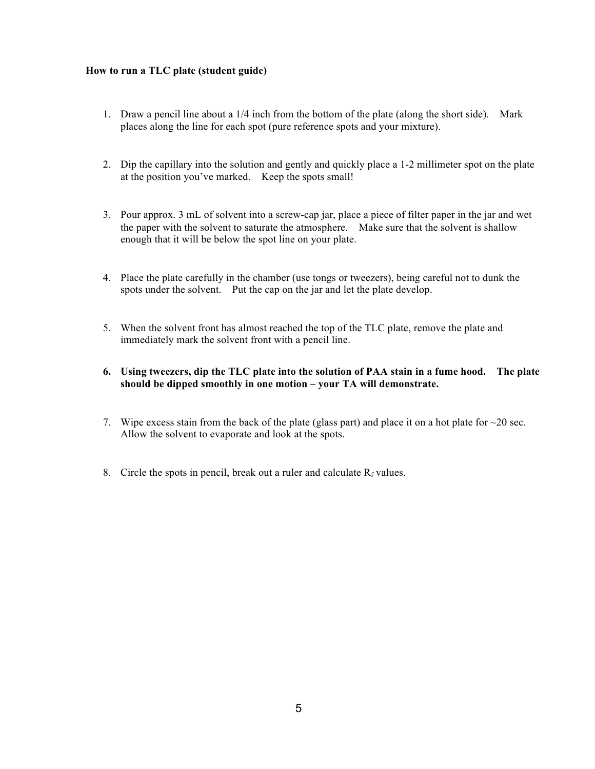**How to run a TLC plate (student guide)**

1. Draw a pencil line about a 1/4 inch from the bottom of the plate (along the short side). Mark places along the line for each spot (pure reference spots and your mixture).

2. Dip the capillary into the solution and gently and quickly place a 1-2 millimeter spot on the plate at the position you've marked. Keep the spots small!

3. Pour approx. 3 mL of solvent into a screw-cap jar, place a piece of filter paper in the jar and wet the paper with the solvent to saturate the atmosphere. Make sure that the solvent is shallow enough that it will be below the spot line on your plate.

4. Place the plate carefully in the chamber (use tongs or tweezers), being careful not to dunk the spots under the solvent. Put the cap on the jar and let the plate develop.

5. When the solvent front has almost reached the top of the TLC plate, remove the plate and immediately mark the solvent front with a pencil line.

6. **Using tweezers, dip the TLC plate into the solution of PAA stain in a fume hood. The plate should be dipped smoothly in one motion – your TA will demonstrate.**

7. Wipe excess stain from the back of the plate (glass part) and place it on a hot plate for ~20 sec. Allow the solvent to evaporate and look at the spots.

8. Circle the spots in pencil, break out a ruler and calculate $R_f$ values.